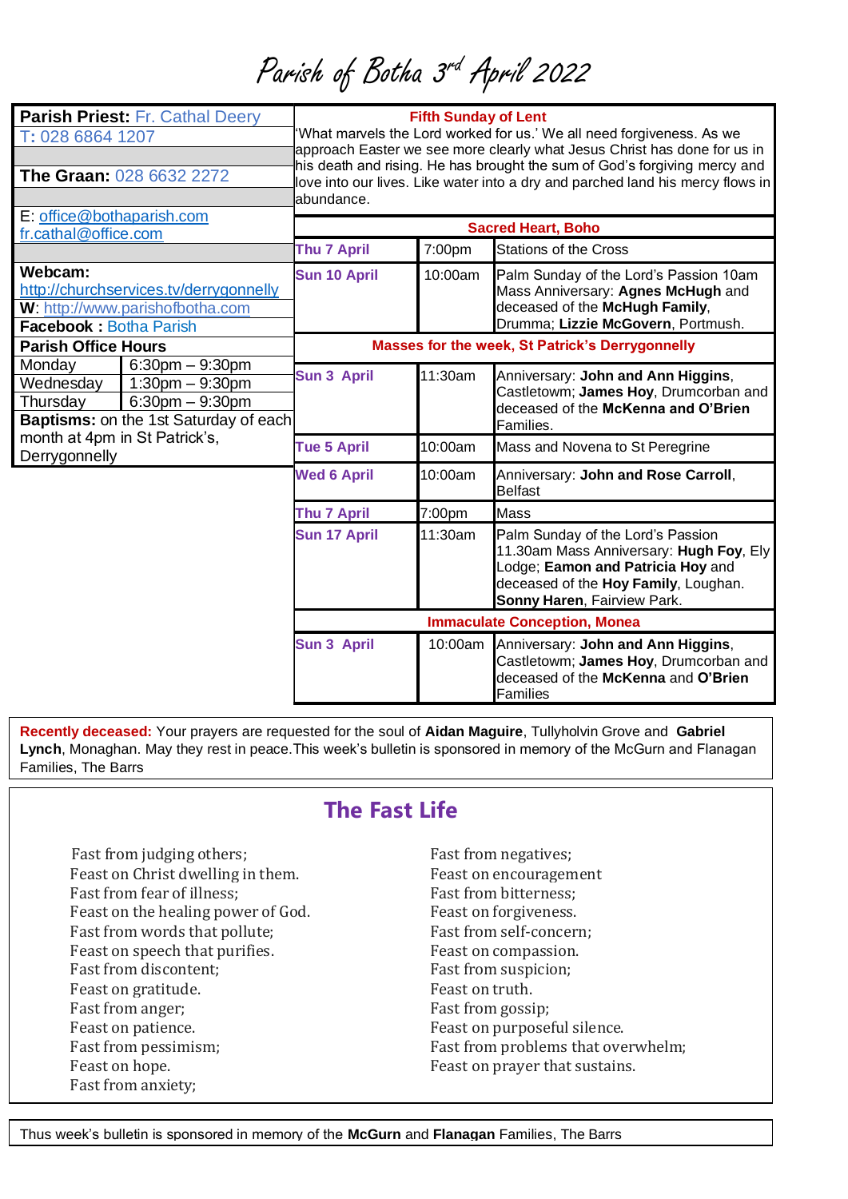# Parish of Botha 3rd April 2022

**Parish Priest:** Fr. Cathal Deery
T: 028 6864 1207

**The Graan:** 028 6632 2272

E: office@bothaparish.com
fr.cathal@office.com

**Webcam:** http://churchservices.tv/derrygonnelly
**W**: http://www.parishofbotha.com
**Facebook :** Botha Parish

**Parish Office Hours**

| | |
|---|---|
| Monday | 6:30pm – 9:30pm |
| Wednesday | 1:30pm – 9:30pm |
| Thursday | 6:30pm – 9:30pm |

**Baptisms:** on the 1st Saturday of each month at 4pm in St Patrick's, Derrygonnelly

## Fifth Sunday of Lent

'What marvels the Lord worked for us.' We all need forgiveness. As we approach Easter we see more clearly what Jesus Christ has done for us in his death and rising. He has brought the sum of God's forgiving mercy and love into our lives. Like water into a dry and parched land his mercy flows in abundance.

### Sacred Heart, Boho

| | | |
|---|---|---|
| Thu 7 April | 7:00pm | Stations of the Cross |
| Sun 10 April | 10:00am | Palm Sunday of the Lord's Passion 10am Mass Anniversary: **Agnes McHugh** and deceased of the **McHugh Family**, Drumma; **Lizzie McGovern**, Portmush. |

### Masses for the week, St Patrick's Derrygonnelly

| | | |
|---|---|---|
| Sun 3 April | 11:30am | Anniversary: **John and Ann Higgins**, Castletown; **James Hoy**, Drumcorban and deceased of the **McKenna and O'Brien** Families. |
| Tue 5 April | 10:00am | Mass and Novena to St Peregrine |
| Wed 6 April | 10:00am | Anniversary: **John and Rose Carroll**, Belfast |
| Thu 7 April | 7:00pm | Mass |
| Sun 17 April | 11:30am | Palm Sunday of the Lord's Passion 11.30am Mass Anniversary: **Hugh Foy**, Ely Lodge; **Eamon and Patricia Hoy** and deceased of the **Hoy Family**, Loughan. **Sonny Haren**, Fairview Park. |

### Immaculate Conception, Monea

| | | |
|---|---|---|
| Sun 3 April | 10:00am | Anniversary: **John and Ann Higgins**, Castletown; **James Hoy**, Drumcorban and deceased of the **McKenna** and **O'Brien** Families |

**Recently deceased:** Your prayers are requested for the soul of **Aidan Maguire**, Tullyholvin Grove and **Gabriel Lynch**, Monaghan. May they rest in peace.This week's bulletin is sponsored in memory of the McGurn and Flanagan Families, The Barrs

## The Fast Life

Fast from judging others;
Feast on Christ dwelling in them.
Fast from fear of illness;
Feast on the healing power of God.
Fast from words that pollute;
Feast on speech that purifies.
Fast from discontent;
Feast on gratitude.
Fast from anger;
Feast on patience.
Fast from pessimism;
Feast on hope.
Fast from anxiety;
Fast from negatives;
Feast on encouragement
Fast from bitterness;
Feast on forgiveness.
Fast from self-concern;
Feast on compassion.
Fast from suspicion;
Feast on truth.
Fast from gossip;
Feast on purposeful silence.
Fast from problems that overwhelm;
Feast on prayer that sustains.

Thus week's bulletin is sponsored in memory of the **McGurn** and **Flanagan** Families, The Barrs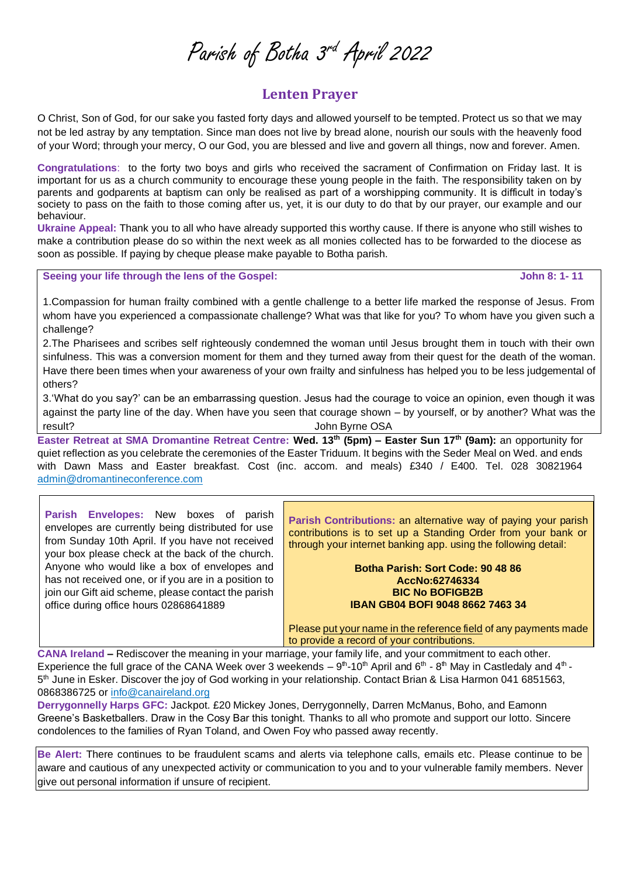# Parish of Botha 3rd April 2022

## Lenten Prayer

O Christ, Son of God, for our sake you fasted forty days and allowed yourself to be tempted. Protect us so that we may not be led astray by any temptation. Since man does not live by bread alone, nourish our souls with the heavenly food of your Word; through your mercy, O our God, you are blessed and live and govern all things, now and forever. Amen.

**Congratulations**: to the forty two boys and girls who received the sacrament of Confirmation on Friday last. It is important for us as a church community to encourage these young people in the faith. The responsibility taken on by parents and godparents at baptism can only be realised as part of a worshipping community. It is difficult in today's society to pass on the faith to those coming after us, yet, it is our duty to do that by our prayer, our example and our behaviour.

**Ukraine Appeal:** Thank you to all who have already supported this worthy cause. If there is anyone who still wishes to make a contribution please do so within the next week as all monies collected has to be forwarded to the diocese as soon as possible. If paying by cheque please make payable to Botha parish.

**Seeing your life through the lens of the Gospel:** **John 8: 1- 11**

1.Compassion for human frailty combined with a gentle challenge to a better life marked the response of Jesus. From whom have you experienced a compassionate challenge? What was that like for you? To whom have you given such a challenge?

2.The Pharisees and scribes self righteously condemned the woman until Jesus brought them in touch with their own sinfulness. This was a conversion moment for them and they turned away from their quest for the death of the woman. Have there been times when your awareness of your own frailty and sinfulness has helped you to be less judgemental of others?

3.'What do you say?' can be an embarrassing question. Jesus had the courage to voice an opinion, even though it was against the party line of the day. When have you seen that courage shown – by yourself, or by another? What was the result? John Byrne OSA

**Easter Retreat at SMA Dromantine Retreat Centre: Wed. 13th (5pm) – Easter Sun 17th (9am):** an opportunity for quiet reflection as you celebrate the ceremonies of the Easter Triduum. It begins with the Seder Meal on Wed. and ends with Dawn Mass and Easter breakfast. Cost (inc. accom. and meals) £340 / E400. Tel. 028 30821964 admin@dromantineconference.com

**Parish Envelopes:** New boxes of parish envelopes are currently being distributed for use from Sunday 10th April. If you have not received your box please check at the back of the church. Anyone who would like a box of envelopes and has not received one, or if you are in a position to join our Gift aid scheme, please contact the parish office during office hours 02868641889

**Parish Contributions:** an alternative way of paying your parish contributions is to set up a Standing Order from your bank or through your internet banking app. using the following detail:

**Botha Parish: Sort Code: 90 48 86**
**AccNo:62746334**
**BIC No BOFIGB2B**
**IBAN GB04 BOFI 9048 8662 7463 34**

Please put your name in the reference field of any payments made to provide a record of your contributions.

**CANA Ireland –** Rediscover the meaning in your marriage, your family life, and your commitment to each other. Experience the full grace of the CANA Week over 3 weekends – 9th-10th April and 6th - 8th May in Castledaly and 4th - 5th June in Esker. Discover the joy of God working in your relationship. Contact Brian & Lisa Harmon 041 6851563, 0868386725 or info@canaireland.org

**Derrygonnelly Harps GFC:** Jackpot. £20 Mickey Jones, Derrygonnelly, Darren McManus, Boho, and Eamonn Greene's Basketballers. Draw in the Cosy Bar this tonight. Thanks to all who promote and support our lotto. Sincere condolences to the families of Ryan Toland, and Owen Foy who passed away recently.

**Be Alert:** There continues to be fraudulent scams and alerts via telephone calls, emails etc. Please continue to be aware and cautious of any unexpected activity or communication to you and to your vulnerable family members. Never give out personal information if unsure of recipient.